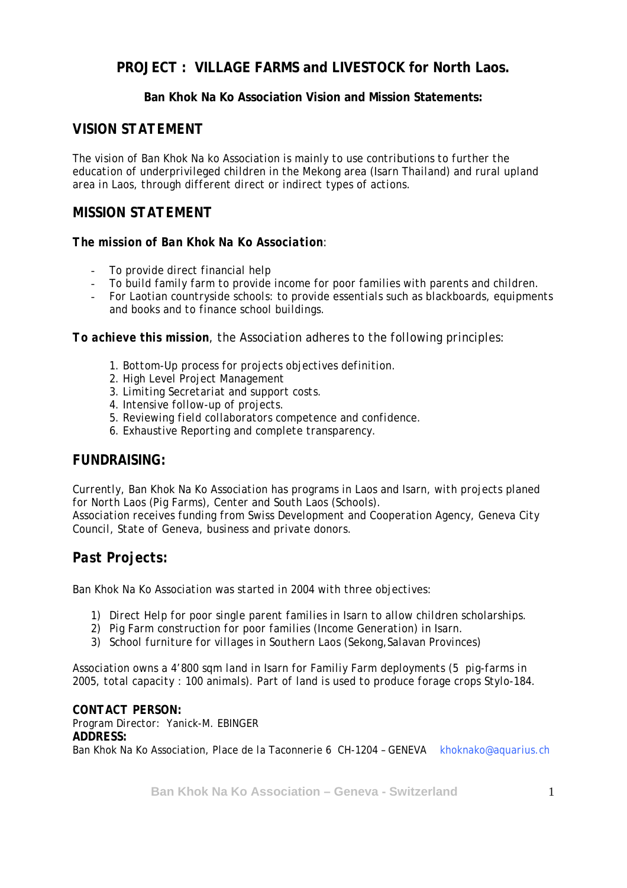# PROJECT : VILLAGE FARMS and LIVESTOCK for North Laos.

**Ban Khok Na Ko Association Vision and Mission Statements:**

## VISION STATEMENT

The vision of Ban Khok Na ko Association is mainly to use contributions to further the education of underprivileged children in the Mekong area (Isarn Thailand) and rural upland area in Laos, through different direct or indirect types of actions.

## MISSION STATEMENT

***The mission of Ban Khok Na Ko Association***:

- To provide direct financial help
- To build family farm to provide income for poor families with parents and children.
- For Laotian countryside schools: to provide essentials such as blackboards, equipments and books and to finance school buildings.

***To achieve this mission***, the Association adheres to the following principles:

1. Bottom-Up process for projects objectives definition.
2. High Level Project Management
3. Limiting Secretariat and support costs.
4. Intensive follow-up of projects.
5. Reviewing field collaborators competence and confidence.
6. Exhaustive Reporting and complete transparency.

## FUNDRAISING:

Currently, Ban Khok Na Ko Association has programs in Laos and Isarn, with projects planed for North Laos (Pig Farms), Center and South Laos (Schools).
Association receives funding from Swiss Development and Cooperation Agency, Geneva City Council, State of Geneva, business and private donors.

## *Past Projects:*

Ban Khok Na Ko Association was started in 2004 with three objectives:

1) Direct Help for poor single parent families in Isarn to allow children scholarships.
2) Pig Farm construction for poor families (Income Generation) in Isarn.
3) School furniture for villages in Southern Laos (Sekong,Salavan Provinces)

Association owns a 4'800 sqm land in Isarn for Familiy Farm deployments (5 pig-farms in 2005, total capacity : 100 animals). Part of land is used to produce forage crops Stylo-184.

**CONTACT PERSON:**
Program Director: Yanick-M. EBINGER
**ADDRESS:**
Ban Khok Na Ko Association, Place de la Taconnerie 6 CH-1204 – GENEVA khoknako@aquarius.ch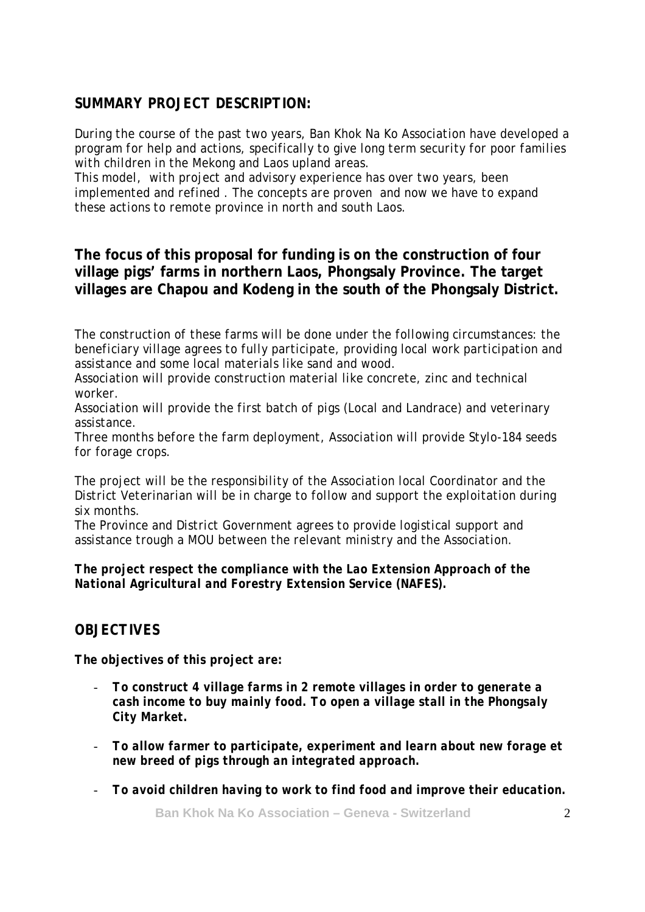## SUMMARY PROJECT DESCRIPTION:

During the course of the past two years, Ban Khok Na Ko Association have developed a program for help and actions, specifically to give long term security for poor families with children in the Mekong and Laos upland areas.
This model, with project and advisory experience has over two years, been implemented and refined . The concepts are proven and now we have to expand these actions to remote province in north and south Laos.

### The focus of this proposal for funding is on the construction of four village pigs' farms in northern Laos, Phongsaly Province. The target villages are Chapou and Kodeng in the south of the Phongsaly District.

The construction of these farms will be done under the following circumstances: the beneficiary village agrees to fully participate, providing local work participation and assistance and some local materials like sand and wood.
Association will provide construction material like concrete, zinc and technical worker.
Association will provide the first batch of pigs (Local and Landrace) and veterinary assistance.
Three months before the farm deployment, Association will provide Stylo-184 seeds for forage crops.

The project will be the responsibility of the Association local Coordinator and the District Veterinarian will be in charge to follow and support the exploitation during six months.
The Province and District Government agrees to provide logistical support and assistance trough a MOU between the relevant ministry and the Association.

***The project respect the compliance with the Lao Extension Approach of the National Agricultural and Forestry Extension Service (NAFES).***

## OBJECTIVES

***The objectives of this project are:***

- ***To construct 4 village farms in 2 remote villages in order to generate a cash income to buy mainly food. To open a village stall in the Phongsaly City Market.***
- ***To allow farmer to participate, experiment and learn about new forage et new breed of pigs through an integrated approach.***
- ***To avoid children having to work to find food and improve their education.***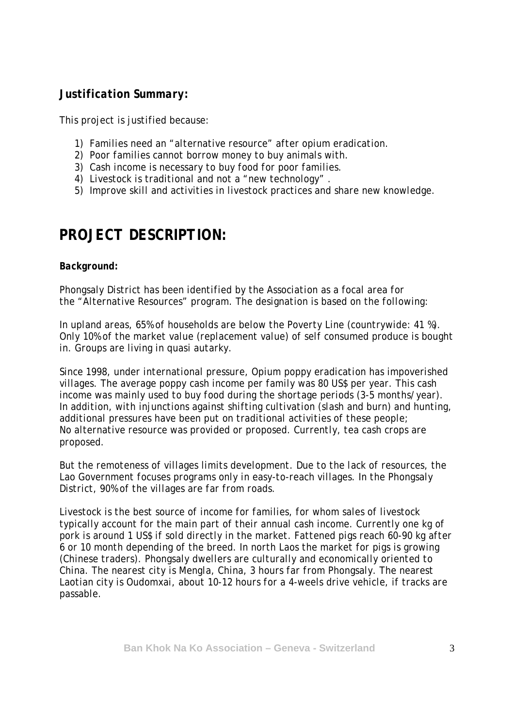### *Justification Summary:*

This project is justified because:

1) Families need an "alternative resource" after opium eradication.
2) Poor families cannot borrow money to buy animals with.
3) Cash income is necessary to buy food for poor families.
4) Livestock is traditional and not a "new technology".
5) Improve skill and activities in livestock practices and share new knowledge.

# PROJECT DESCRIPTION:

**Background:**

Phongsaly District has been identified by the Association as a focal area for the "Alternative Resources" program. The designation is based on the following:

In upland areas, 65% of households are below the Poverty Line (countrywide: 41 %). Only 10% of the market value (replacement value) of self consumed produce is bought in. Groups are living in quasi autarky.

Since 1998, under international pressure, Opium poppy eradication has impoverished villages. The average poppy cash income per family was 80 US$ per year. This cash income was mainly used to buy food during the shortage periods (3-5 months/year). In addition, with injunctions against shifting cultivation (slash and burn) and hunting, additional pressures have been put on traditional activities of these people; No alternative resource was provided or proposed. Currently, tea cash crops are proposed.

But the remoteness of villages limits development. Due to the lack of resources, the Lao Government focuses programs only in easy-to-reach villages. In the Phongsaly District, 90% of the villages are far from roads.

Livestock is the best source of income for families, for whom sales of livestock typically account for the main part of their annual cash income. Currently one kg of pork is around 1 US$ if sold directly in the market. Fattened pigs reach 60-90 kg after 6 or 10 month depending of the breed. In north Laos the market for pigs is growing (Chinese traders). Phongsaly dwellers are culturally and economically oriented to China. The nearest city is Mengla, China, 3 hours far from Phongsaly. The nearest Laotian city is Oudomxai, about 10-12 hours for a 4-weels drive vehicle, if tracks are passable.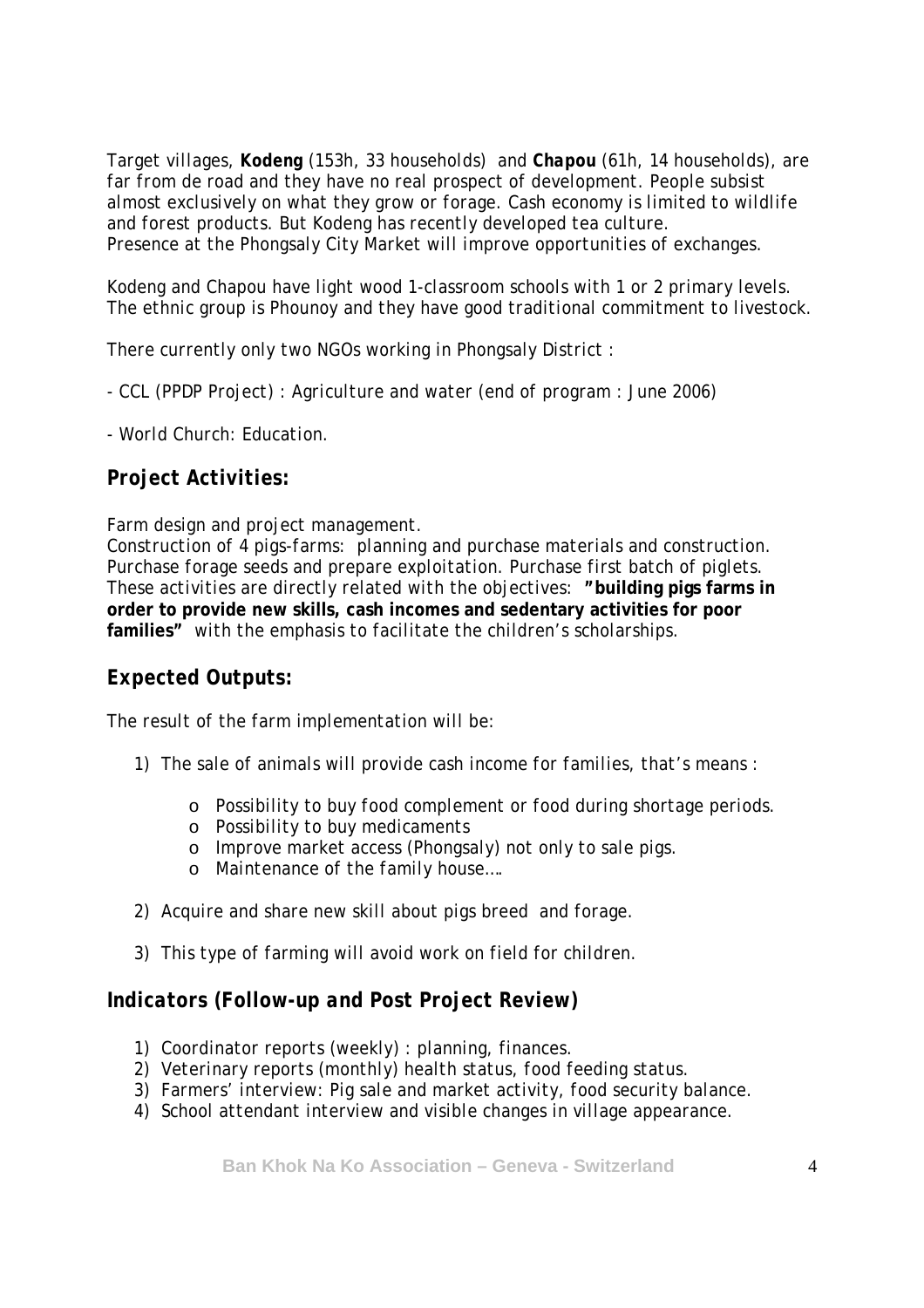Target villages, ***Kodeng*** (153h, 33 households) and ***Chapou*** (61h, 14 households), are far from de road and they have no real prospect of development. People subsist almost exclusively on what they grow or forage. Cash economy is limited to wildlife and forest products. But Kodeng has recently developed tea culture.
Presence at the Phongsaly City Market will improve opportunities of exchanges.

Kodeng and Chapou have light wood 1-classroom schools with 1 or 2 primary levels. The ethnic group is Phounoy and they have good traditional commitment to livestock.

There currently only two NGOs working in Phongsaly District :

- CCL (PPDP Project) : Agriculture and water (end of program : June 2006)

- World Church: Education.

## Project Activities:

Farm design and project management.
Construction of 4 pigs-farms: planning and purchase materials and construction.
Purchase forage seeds and prepare exploitation. Purchase first batch of piglets.
These activities are directly related with the objectives: **"building pigs farms in order to provide new skills, cash incomes and sedentary activities for poor families"** with the emphasis to facilitate the children's scholarships.

## Expected Outputs:

The result of the farm implementation will be:

1) The sale of animals will provide cash income for families, that's means :
   - Possibility to buy food complement or food during shortage periods.
   - Possibility to buy medicaments
   - Improve market access (Phongsaly) not only to sale pigs.
   - Maintenance of the family house….
2) Acquire and share new skill about pigs breed and forage.
3) This type of farming will avoid work on field for children.

## Indicators (Follow-up and Post Project Review)

1) Coordinator reports (weekly) : planning, finances.
2) Veterinary reports (monthly) health status, food feeding status.
3) Farmers' interview: Pig sale and market activity, food security balance.
4) School attendant interview and visible changes in village appearance.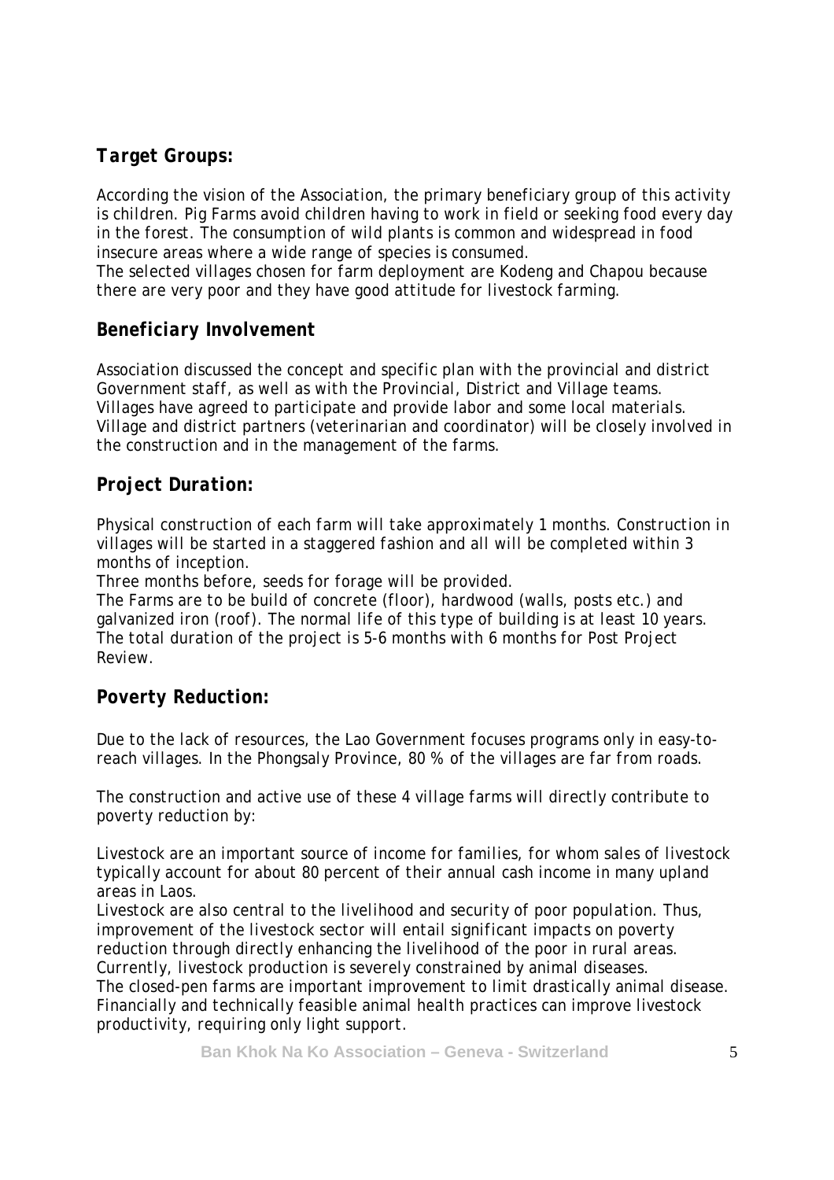## *Target Groups:*

According the vision of the Association, the primary beneficiary group of this activity is children. Pig Farms avoid children having to work in field or seeking food every day in the forest. The consumption of wild plants is common and widespread in food insecure areas where a wide range of species is consumed.
The selected villages chosen for farm deployment are Kodeng and Chapou because there are very poor and they have good attitude for livestock farming.

## *Beneficiary Involvement*

Association discussed the concept and specific plan with the provincial and district Government staff, as well as with the Provincial, District and Village teams. Villages have agreed to participate and provide labor and some local materials. Village and district partners (veterinarian and coordinator) will be closely involved in the construction and in the management of the farms.

## *Project Duration:*

Physical construction of each farm will take approximately 1 months. Construction in villages will be started in a staggered fashion and all will be completed within 3 months of inception.
Three months before, seeds for forage will be provided.
The Farms are to be build of concrete (floor), hardwood (walls, posts etc.) and galvanized iron (roof). The normal life of this type of building is at least 10 years.
The total duration of the project is 5-6 months with 6 months for Post Project Review.

## *Poverty Reduction:*

Due to the lack of resources, the Lao Government focuses programs only in easy-to-reach villages. In the Phongsaly Province, 80 % of the villages are far from roads.

The construction and active use of these 4 village farms will directly contribute to poverty reduction by:

Livestock are an important source of income for families, for whom sales of livestock typically account for about 80 percent of their annual cash income in many upland areas in Laos.
Livestock are also central to the livelihood and security of poor population. Thus, improvement of the livestock sector will entail significant impacts on poverty reduction through directly enhancing the livelihood of the poor in rural areas.
Currently, livestock production is severely constrained by animal diseases.
The closed-pen farms are important improvement to limit drastically animal disease.
Financially and technically feasible animal health practices can improve livestock productivity, requiring only light support.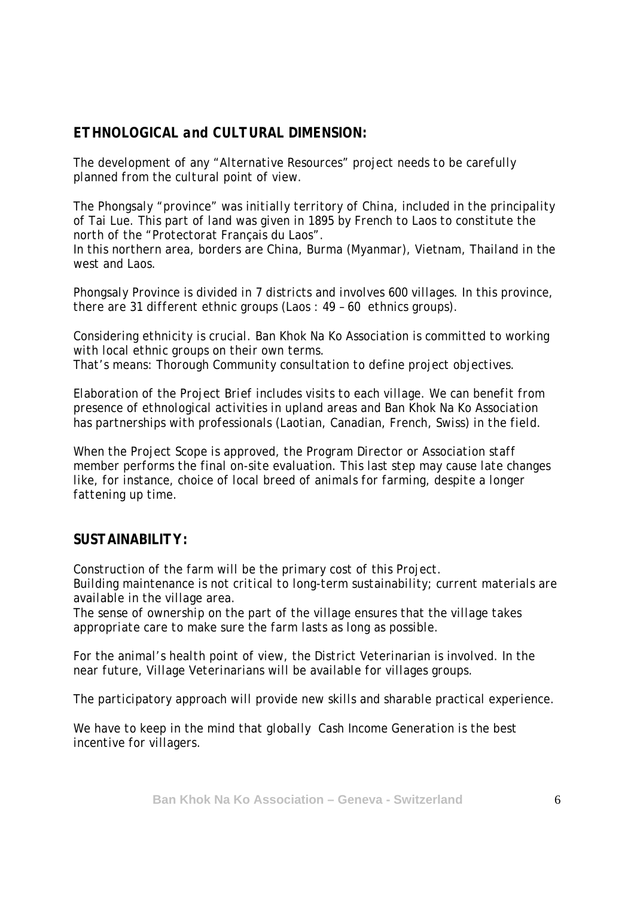## ETHNOLOGICAL and CULTURAL DIMENSION:

The development of any "Alternative Resources" project needs to be carefully planned from the cultural point of view.

The Phongsaly "province" was initially territory of China, included in the principality of Tai Lue. This part of land was given in 1895 by French to Laos to constitute the north of the "Protectorat Français du Laos".
In this northern area, borders are China, Burma (Myanmar), Vietnam, Thailand in the west and Laos.

Phongsaly Province is divided in 7 districts and involves 600 villages. In this province, there are 31 different ethnic groups (Laos : 49 – 60 ethnics groups).

Considering ethnicity is crucial. Ban Khok Na Ko Association is committed to working with local ethnic groups on their own terms.
That's means: Thorough Community consultation to define project objectives.

Elaboration of the Project Brief includes visits to each village. We can benefit from presence of ethnological activities in upland areas and Ban Khok Na Ko Association has partnerships with professionals (Laotian, Canadian, French, Swiss) in the field.

When the Project Scope is approved, the Program Director or Association staff member performs the final on-site evaluation. This last step may cause late changes like, for instance, choice of local breed of animals for farming, despite a longer fattening up time.

## SUSTAINABILITY:

Construction of the farm will be the primary cost of this Project.
Building maintenance is not critical to long-term sustainability; current materials are available in the village area.
The sense of ownership on the part of the village ensures that the village takes appropriate care to make sure the farm lasts as long as possible.

For the animal's health point of view, the District Veterinarian is involved. In the near future, Village Veterinarians will be available for villages groups.

The participatory approach will provide new skills and sharable practical experience.

We have to keep in the mind that globally Cash Income Generation is the best incentive for villagers.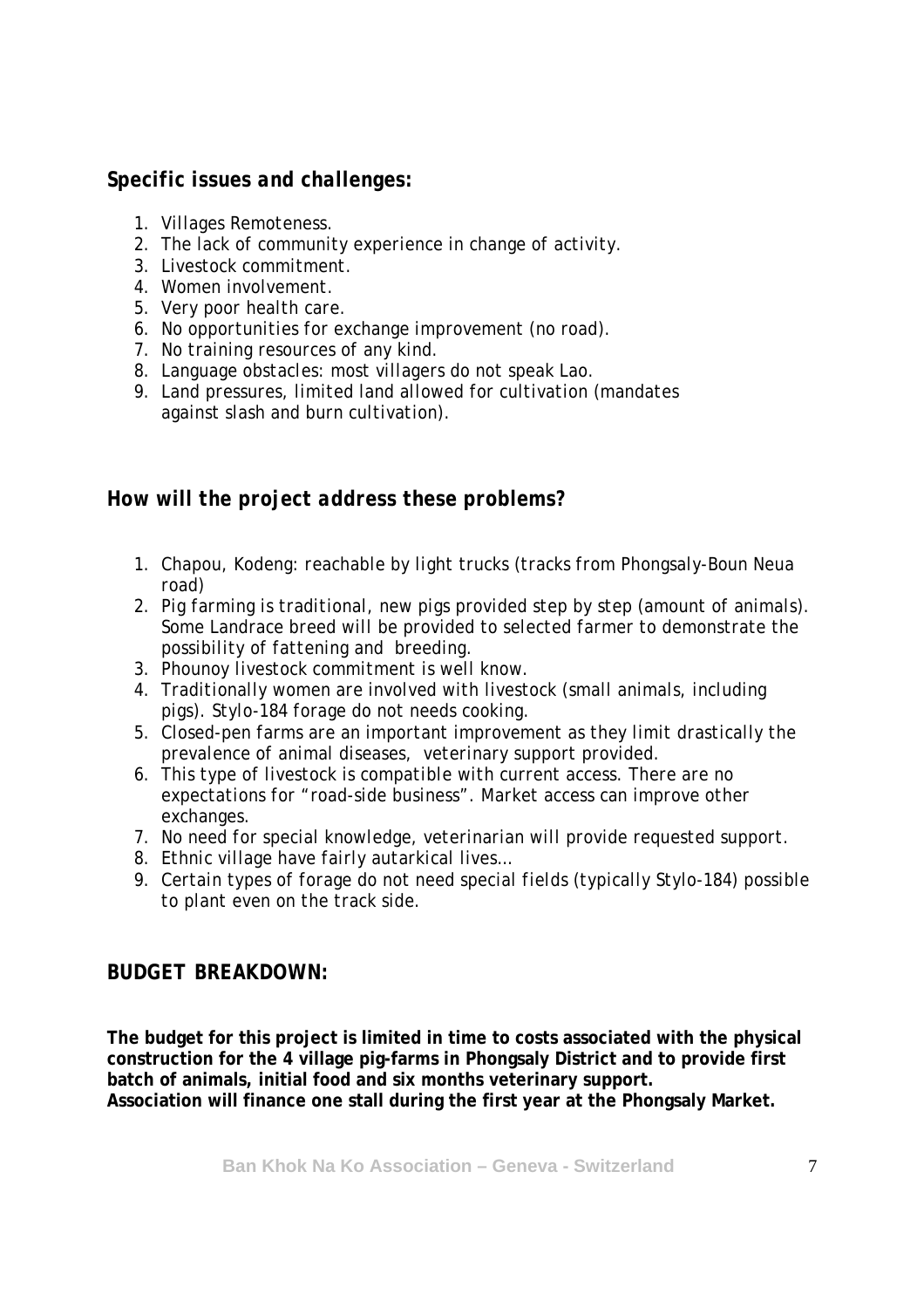## *Specific issues and challenges:*

1. Villages Remoteness.
2. The lack of community experience in change of activity.
3. Livestock commitment.
4. Women involvement.
5. Very poor health care.
6. No opportunities for exchange improvement (no road).
7. No training resources of any kind.
8. Language obstacles: most villagers do not speak Lao.
9. Land pressures, limited land allowed for cultivation (mandates against slash and burn cultivation).

## *How will the project address these problems?*

1. Chapou, Kodeng: reachable by light trucks (tracks from Phongsaly-Boun Neua road)
2. Pig farming is traditional, new pigs provided step by step (amount of animals). Some Landrace breed will be provided to selected farmer to demonstrate the possibility of fattening and breeding.
3. Phounoy livestock commitment is well know.
4. Traditionally women are involved with livestock (small animals, including pigs). Stylo-184 forage do not needs cooking.
5. Closed-pen farms are an important improvement as they limit drastically the prevalence of animal diseases, veterinary support provided.
6. This type of livestock is compatible with current access. There are no expectations for "road-side business". Market access can improve other exchanges.
7. No need for special knowledge, veterinarian will provide requested support.
8. Ethnic village have fairly autarkical lives…
9. Certain types of forage do not need special fields (typically Stylo-184) possible to plant even on the track side.

## BUDGET BREAKDOWN:

**The budget for this project is limited in time to costs associated with the physical construction for the 4 village pig-farms in Phongsaly District and to provide first batch of animals, initial food and six months veterinary support.**
**Association will finance one stall during the first year at the Phongsaly Market.**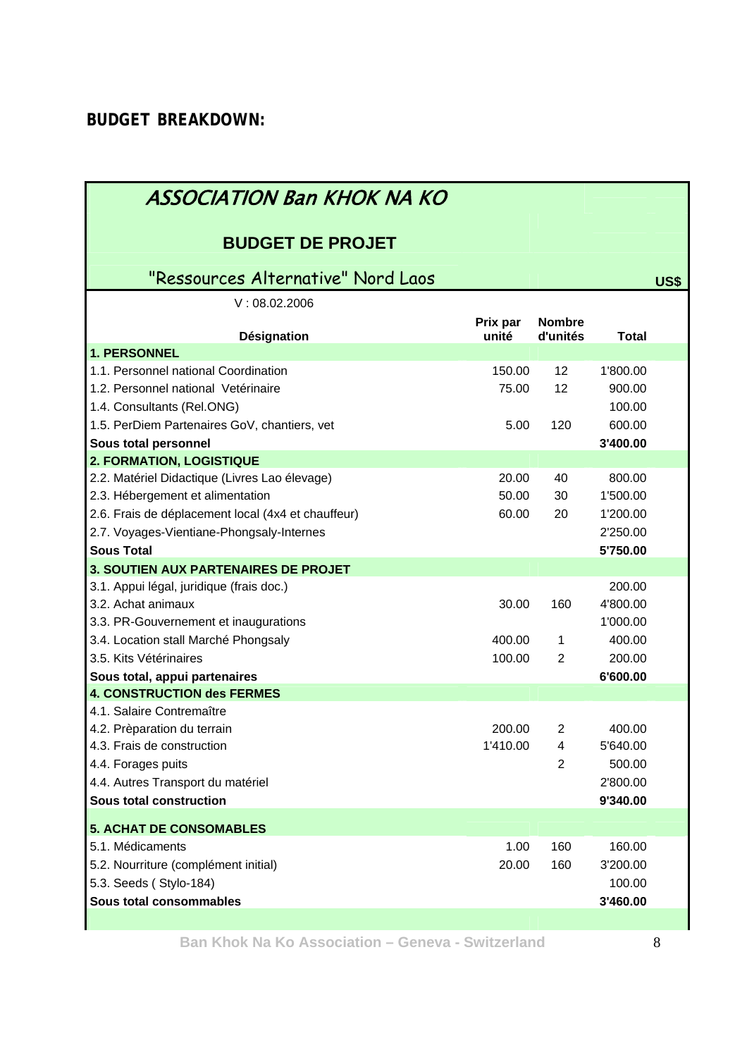**BUDGET BREAKDOWN:**

| ASSOCIATION Ban KHOK NA KO | | | |
|---|---|---|---|
| **BUDGET DE PROJET** | | | |
| "Ressources Alternative" Nord Laos | | | US$ |
| V : 08.02.2006 | | | |
| **Désignation** | **Prix par unité** | **Nombre d'unités** | **Total** |
| **1. PERSONNEL** | | | |
| 1.1. Personnel national Coordination | 150.00 | 12 | 1'800.00 |
| 1.2. Personnel national Vetérinaire | 75.00 | 12 | 900.00 |
| 1.4. Consultants (Rel.ONG) | | | 100.00 |
| 1.5. PerDiem Partenaires GoV, chantiers, vet | 5.00 | 120 | 600.00 |
| **Sous total personnel** | | | **3'400.00** |
| **2. FORMATION, LOGISTIQUE** | | | |
| 2.2. Matériel Didactique (Livres Lao élevage) | 20.00 | 40 | 800.00 |
| 2.3. Hébergement et alimentation | 50.00 | 30 | 1'500.00 |
| 2.6. Frais de déplacement local (4x4 et chauffeur) | 60.00 | 20 | 1'200.00 |
| 2.7. Voyages-Vientiane-Phongsaly-Internes | | | 2'250.00 |
| **Sous Total** | | | **5'750.00** |
| **3. SOUTIEN AUX PARTENAIRES DE PROJET** | | | |
| 3.1. Appui légal, juridique (frais doc.) | | | 200.00 |
| 3.2. Achat animaux | 30.00 | 160 | 4'800.00 |
| 3.3. PR-Gouvernement et inaugurations | | | 1'000.00 |
| 3.4. Location stall Marché Phongsaly | 400.00 | 1 | 400.00 |
| 3.5. Kits Vétérinaires | 100.00 | 2 | 200.00 |
| **Sous total, appui partenaires** | | | **6'600.00** |
| **4. CONSTRUCTION des FERMES** | | | |
| 4.1. Salaire Contremaître | | | |
| 4.2. Prèparation du terrain | 200.00 | 2 | 400.00 |
| 4.3. Frais de construction | 1'410.00 | 4 | 5'640.00 |
| 4.4. Forages puits | | 2 | 500.00 |
| 4.4. Autres Transport du matériel | | | 2'800.00 |
| **Sous total construction** | | | **9'340.00** |
| **5. ACHAT DE CONSOMABLES** | | | |
| 5.1. Médicaments | 1.00 | 160 | 160.00 |
| 5.2. Nourriture (complément initial) | 20.00 | 160 | 3'200.00 |
| 5.3. Seeds ( Stylo-184) | | | 100.00 |
| **Sous total consommables** | | | **3'460.00** |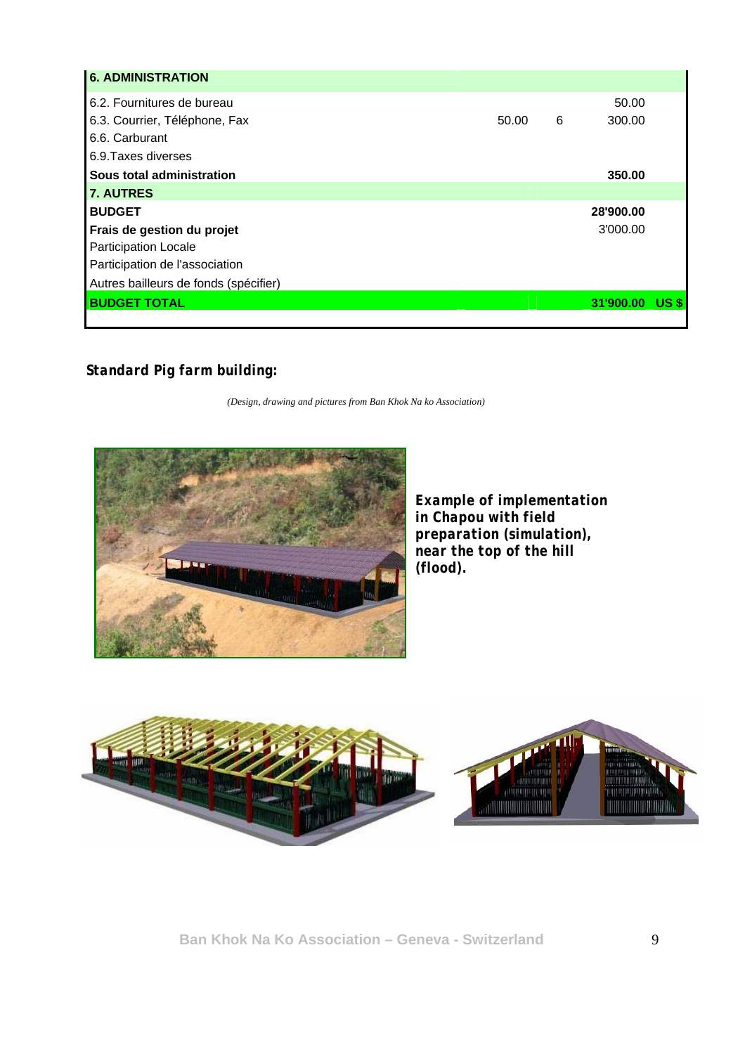| | | | | |
|---|---|---|---|---|
| **6. ADMINISTRATION** | | | | |
| 6.2. Fournitures de bureau | | | 50.00 | |
| 6.3. Courrier, Téléphone, Fax | 50.00 | 6 | 300.00 | |
| 6.6. Carburant | | | | |
| 6.9.Taxes diverses | | | | |
| **Sous total administration** | | | **350.00** | |
| **7. AUTRES** | | | | |
| **BUDGET** | | | **28'900.00** | |
| **Frais de gestion du projet** | | | 3'000.00 | |
| Participation Locale | | | | |
| Participation de l'association | | | | |
| Autres bailleurs de fonds (spécifier) | | | | |
| **BUDGET TOTAL** | | | **31'900.00** | **US $** |

***Standard Pig farm building:***

*(Design, drawing and pictures from Ban Khok Na ko Association)*

**Example of implementation in Chapou with field preparation (simulation), near the top of the hill (flood).**